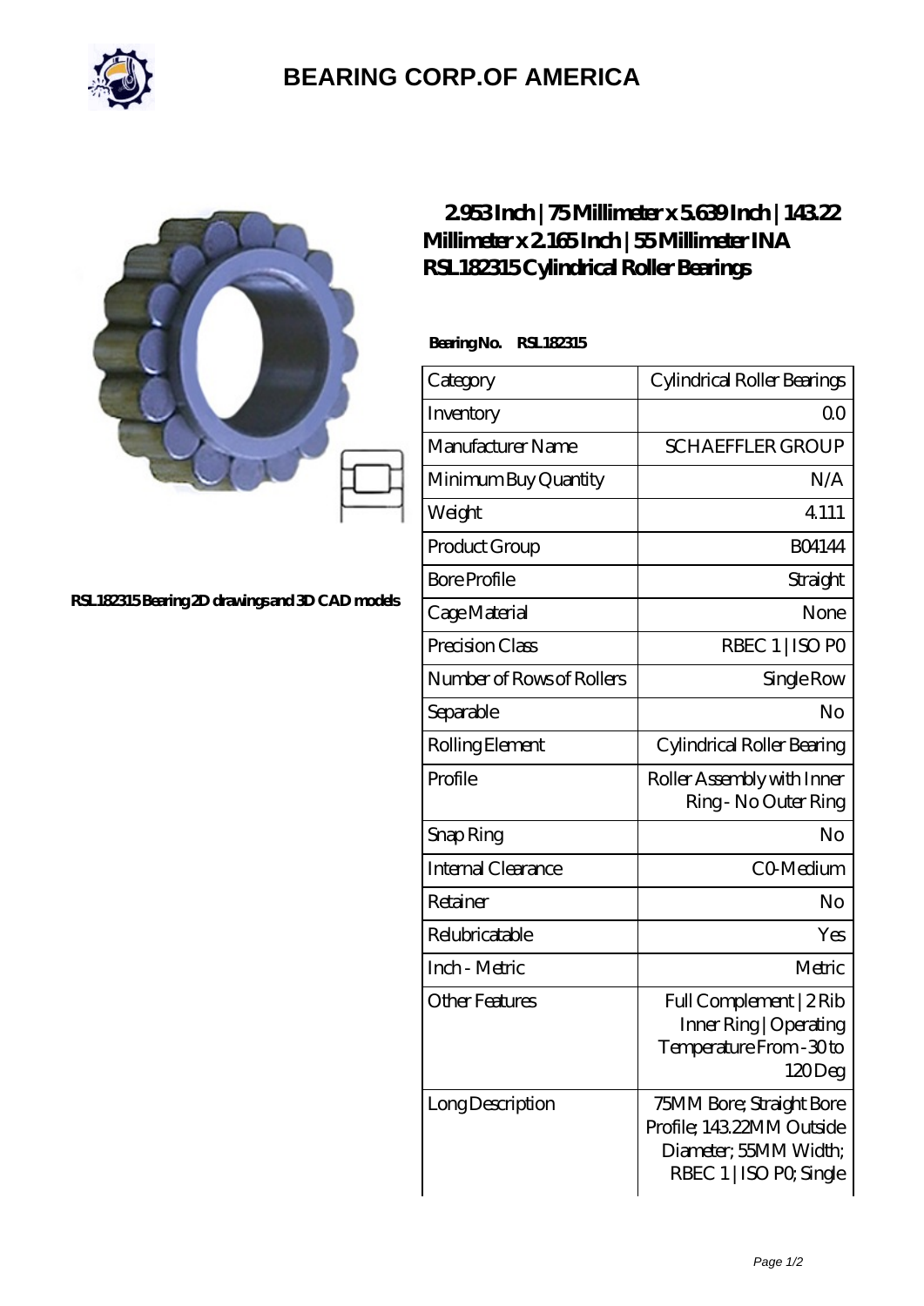# BEARING CORP.OF AMERICA

RSL182315 Bearing 2D drawings and 3D CAD models

## 2.953 Inch | 75 Millimeter x 5.639 Inch | 143.22 Millimeter x 2.165 Inch | 55 Millimeter INA RSL182315 Cylindrical Roller Bearings

**Bearing No. RSL182315**

| | |
|---|---|
| Category | Cylindrical Roller Bearings |
| Inventory | 0.0 |
| Manufacturer Name | SCHAEFFLER GROUP |
| Minimum Buy Quantity | N/A |
| Weight | 4.111 |
| Product Group | B04144 |
| Bore Profile | Straight |
| Cage Material | None |
| Precision Class | RBEC 1 \| ISO P0 |
| Number of Rows of Rollers | Single Row |
| Separable | No |
| Rolling Element | Cylindrical Roller Bearing |
| Profile | Roller Assembly with Inner Ring - No Outer Ring |
| Snap Ring | No |
| Internal Clearance | C0-Medium |
| Retainer | No |
| Relubricatable | Yes |
| Inch - Metric | Metric |
| Other Features | Full Complement \| 2 Rib Inner Ring \| Operating Temperature From -30 to 120 Deg |
| Long Description | 75MM Bore; Straight Bore Profile; 143.22MM Outside Diameter; 55MM Width; RBEC 1 \| ISO P0; Single |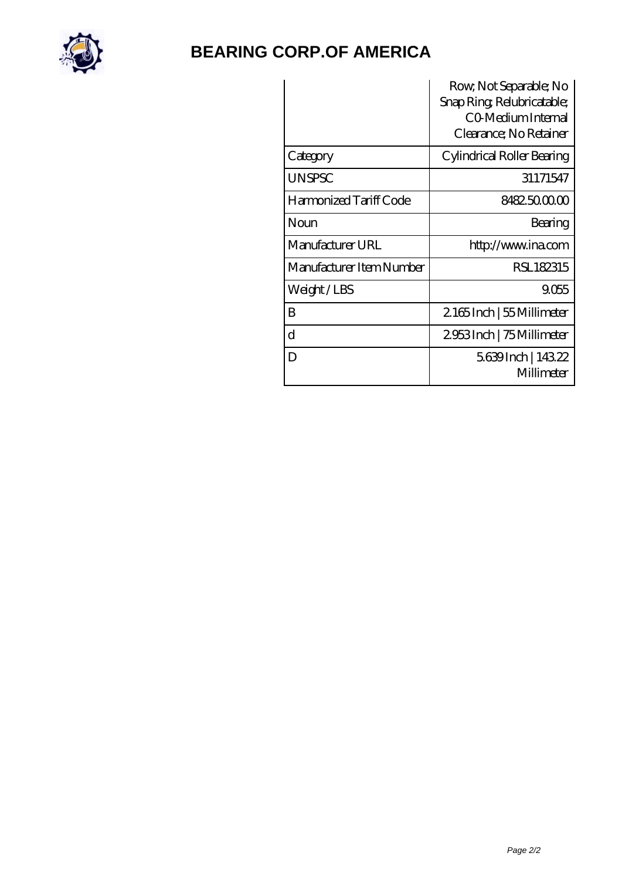# BEARING CORP.OF AMERICA

| | |
|---|---|
| | Row; Not Separable; No Snap Ring; Relubricatable; C0-Medium Internal Clearance; No Retainer |
| Category | Cylindrical Roller Bearing |
| UNSPSC | 31171547 |
| Harmonized Tariff Code | 8482.50.00.00 |
| Noun | Bearing |
| Manufacturer URL | http://www.ina.com |
| Manufacturer Item Number | RSL182315 |
| Weight / LBS | 9.055 |
| B | 2.165 Inch \| 55 Millimeter |
| d | 2.953 Inch \| 75 Millimeter |
| D | 5.639 Inch \| 143.22 Millimeter |